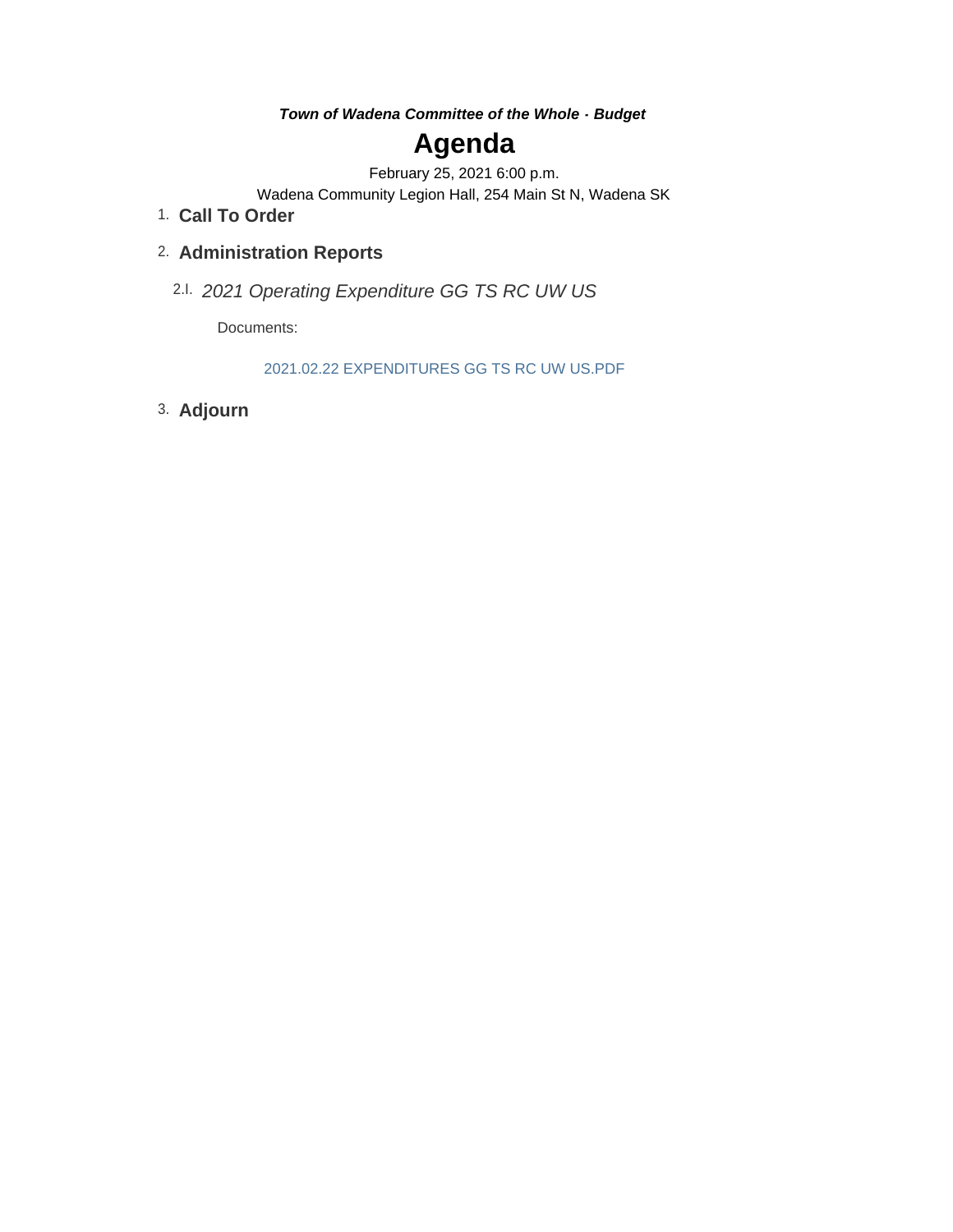***Town of Wadena Committee of the Whole - Budget***

# Agenda

February 25, 2021 6:00 p.m.

Wadena Community Legion Hall, 254 Main St N, Wadena SK

1. **Call To Order**

2. **Administration Reports**

   2.I. *2021 Operating Expenditure GG TS RC UW US*

   Documents:

   2021.02.22 EXPENDITURES GG TS RC UW US.PDF

3. **Adjourn**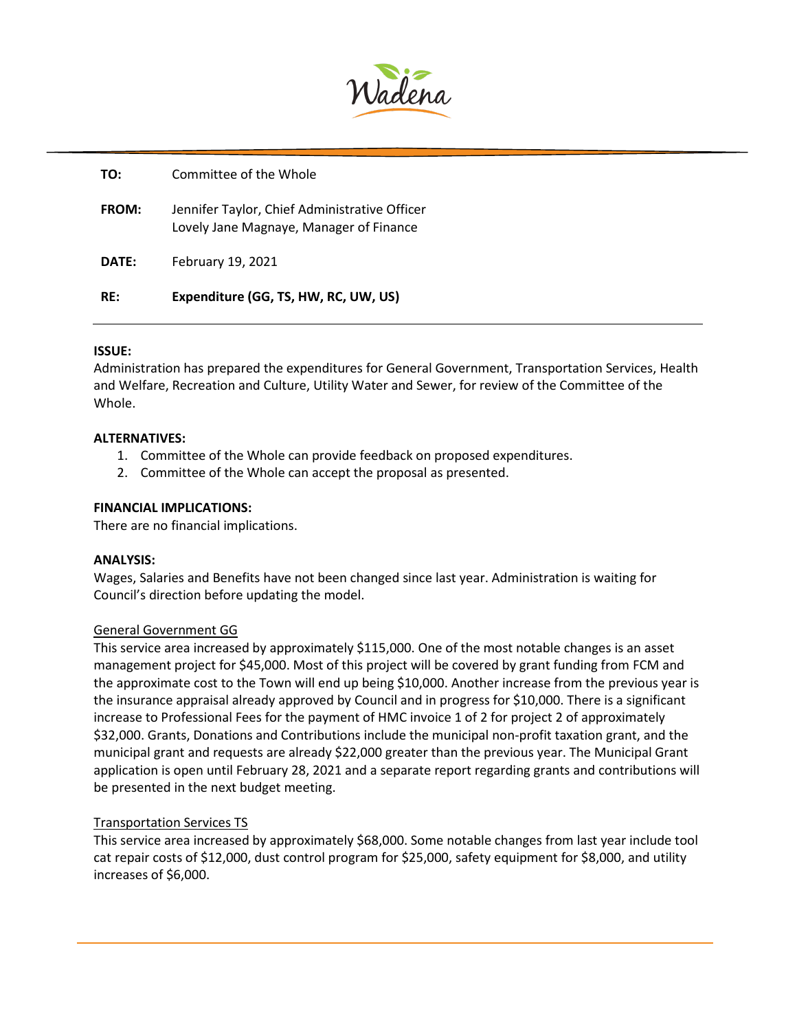| | |
|---|---|
| **TO:** | Committee of the Whole |
| **FROM:** | Jennifer Taylor, Chief Administrative Officer<br>Lovely Jane Magnaye, Manager of Finance |
| **DATE:** | February 19, 2021 |
| **RE:** | **Expenditure (GG, TS, HW, RC, UW, US)** |

**ISSUE:**

Administration has prepared the expenditures for General Government, Transportation Services, Health and Welfare, Recreation and Culture, Utility Water and Sewer, for review of the Committee of the Whole.

**ALTERNATIVES:**

1. Committee of the Whole can provide feedback on proposed expenditures.
2. Committee of the Whole can accept the proposal as presented.

**FINANCIAL IMPLICATIONS:**

There are no financial implications.

**ANALYSIS:**

Wages, Salaries and Benefits have not been changed since last year. Administration is waiting for Council's direction before updating the model.

General Government GG

This service area increased by approximately $115,000. One of the most notable changes is an asset management project for $45,000. Most of this project will be covered by grant funding from FCM and the approximate cost to the Town will end up being $10,000. Another increase from the previous year is the insurance appraisal already approved by Council and in progress for $10,000. There is a significant increase to Professional Fees for the payment of HMC invoice 1 of 2 for project 2 of approximately $32,000. Grants, Donations and Contributions include the municipal non-profit taxation grant, and the municipal grant and requests are already $22,000 greater than the previous year. The Municipal Grant application is open until February 28, 2021 and a separate report regarding grants and contributions will be presented in the next budget meeting.

Transportation Services TS

This service area increased by approximately $68,000. Some notable changes from last year include tool cat repair costs of $12,000, dust control program for $25,000, safety equipment for $8,000, and utility increases of $6,000.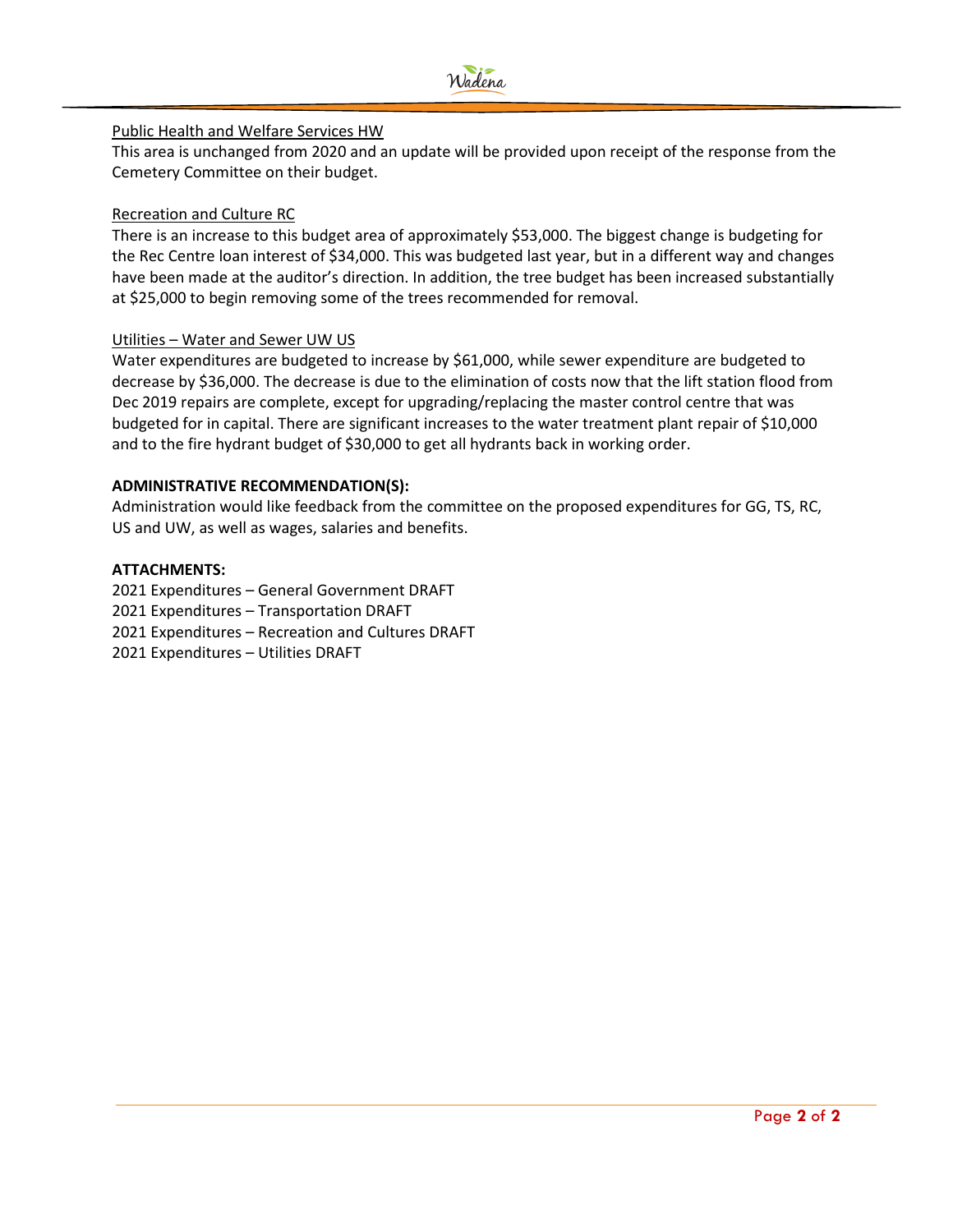Public Health and Welfare Services HW

This area is unchanged from 2020 and an update will be provided upon receipt of the response from the Cemetery Committee on their budget.

Recreation and Culture RC

There is an increase to this budget area of approximately $53,000. The biggest change is budgeting for the Rec Centre loan interest of $34,000. This was budgeted last year, but in a different way and changes have been made at the auditor's direction. In addition, the tree budget has been increased substantially at $25,000 to begin removing some of the trees recommended for removal.

Utilities – Water and Sewer UW US

Water expenditures are budgeted to increase by $61,000, while sewer expenditure are budgeted to decrease by $36,000. The decrease is due to the elimination of costs now that the lift station flood from Dec 2019 repairs are complete, except for upgrading/replacing the master control centre that was budgeted for in capital. There are significant increases to the water treatment plant repair of $10,000 and to the fire hydrant budget of $30,000 to get all hydrants back in working order.

**ADMINISTRATIVE RECOMMENDATION(S):**

Administration would like feedback from the committee on the proposed expenditures for GG, TS, RC, US and UW, as well as wages, salaries and benefits.

**ATTACHMENTS:**

2021 Expenditures – General Government DRAFT
2021 Expenditures – Transportation DRAFT
2021 Expenditures – Recreation and Cultures DRAFT
2021 Expenditures – Utilities DRAFT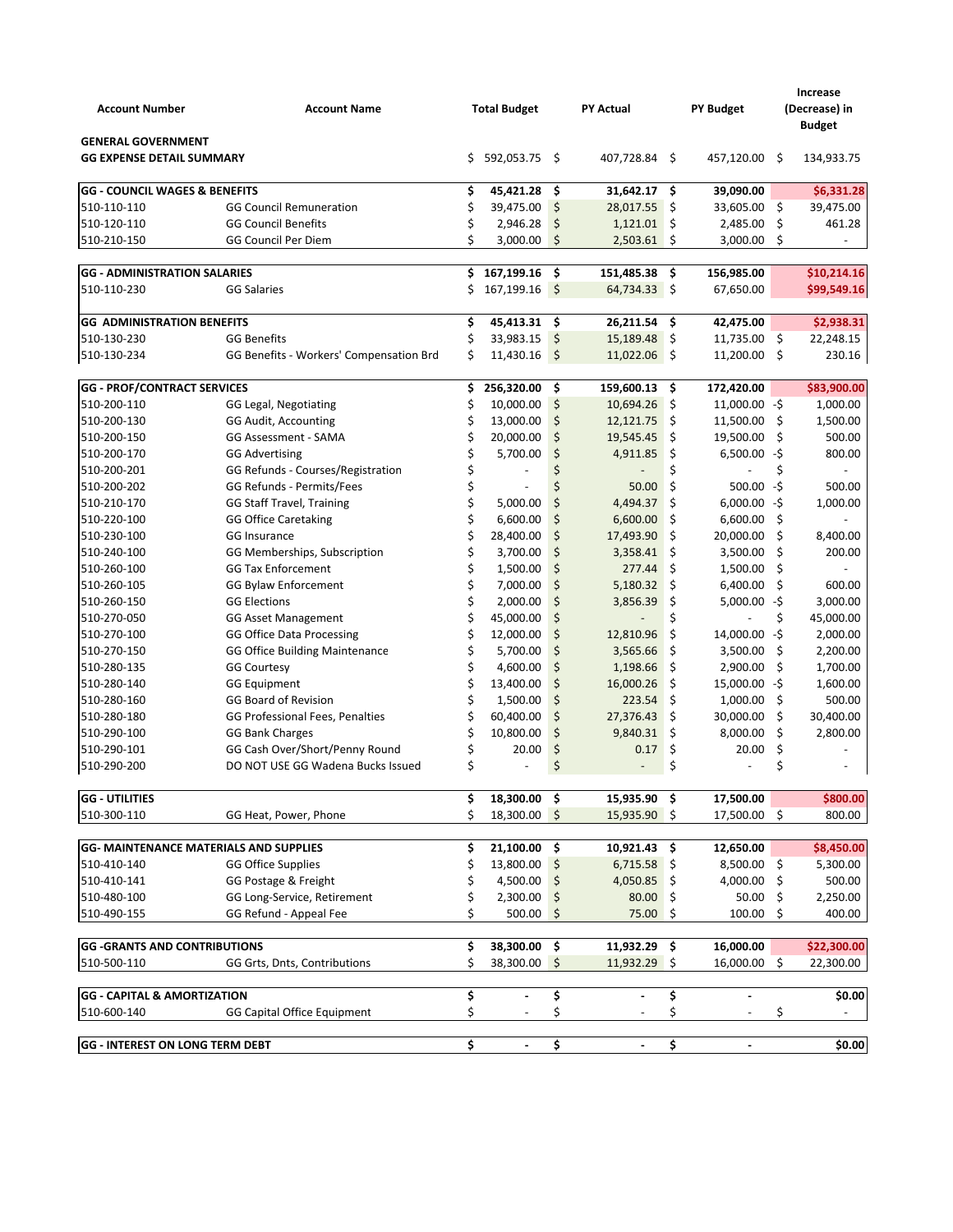| Account Number | Account Name | Total Budget | PY Actual | PY Budget | Increase (Decrease) in Budget |
|---|---|---|---|---|---|
| **GENERAL GOVERNMENT** | | | | | |
| **GG EXPENSE DETAIL SUMMARY** | | $ 592,053.75 | $ 407,728.84 | $ 457,120.00 | $ 134,933.75 |
| | | | | | |
| **GG - COUNCIL WAGES & BENEFITS** | | **$ 45,421.28** | **$ 31,642.17** | **$ 39,090.00** | **$6,331.28** |
| 510-110-110 | GG Council Remuneration | $ 39,475.00 | $ 28,017.55 | $ 33,605.00 | $ 39,475.00 |
| 510-120-110 | GG Council Benefits | $ 2,946.28 | $ 1,121.01 | $ 2,485.00 | $ 461.28 |
| 510-210-150 | GG Council Per Diem | $ 3,000.00 | $ 2,503.61 | $ 3,000.00 | $ - |
| | | | | | |
| **GG - ADMINISTRATION SALARIES** | | **$ 167,199.16** | **$ 151,485.38** | **$ 156,985.00** | **$10,214.16** |
| 510-110-230 | GG Salaries | $ 167,199.16 | $ 64,734.33 | $ 67,650.00 | **$99,549.16** |
| | | | | | |
| **GG ADMINISTRATION BENEFITS** | | **$ 45,413.31** | **$ 26,211.54** | **$ 42,475.00** | **$2,938.31** |
| 510-130-230 | GG Benefits | $ 33,983.15 | $ 15,189.48 | $ 11,735.00 | $ 22,248.15 |
| 510-130-234 | GG Benefits - Workers' Compensation Brd | $ 11,430.16 | $ 11,022.06 | $ 11,200.00 | $ 230.16 |
| | | | | | |
| **GG - PROF/CONTRACT SERVICES** | | **$ 256,320.00** | **$ 159,600.13** | **$ 172,420.00** | **$83,900.00** |
| 510-200-110 | GG Legal, Negotiating | $ 10,000.00 | $ 10,694.26 | $ 11,000.00 | -$ 1,000.00 |
| 510-200-130 | GG Audit, Accounting | $ 13,000.00 | $ 12,121.75 | $ 11,500.00 | $ 1,500.00 |
| 510-200-150 | GG Assessment - SAMA | $ 20,000.00 | $ 19,545.45 | $ 19,500.00 | $ 500.00 |
| 510-200-170 | GG Advertising | $ 5,700.00 | $ 4,911.85 | $ 6,500.00 | -$ 800.00 |
| 510-200-201 | GG Refunds - Courses/Registration | $ - | $ - | $ - | $ - |
| 510-200-202 | GG Refunds - Permits/Fees | $ - | $ 50.00 | $ 500.00 | -$ 500.00 |
| 510-210-170 | GG Staff Travel, Training | $ 5,000.00 | $ 4,494.37 | $ 6,000.00 | -$ 1,000.00 |
| 510-220-100 | GG Office Caretaking | $ 6,600.00 | $ 6,600.00 | $ 6,600.00 | $ - |
| 510-230-100 | GG Insurance | $ 28,400.00 | $ 17,493.90 | $ 20,000.00 | $ 8,400.00 |
| 510-240-100 | GG Memberships, Subscription | $ 3,700.00 | $ 3,358.41 | $ 3,500.00 | $ 200.00 |
| 510-260-100 | GG Tax Enforcement | $ 1,500.00 | $ 277.44 | $ 1,500.00 | $ - |
| 510-260-105 | GG Bylaw Enforcement | $ 7,000.00 | $ 5,180.32 | $ 6,400.00 | $ 600.00 |
| 510-260-150 | GG Elections | $ 2,000.00 | $ 3,856.39 | $ 5,000.00 | -$ 3,000.00 |
| 510-270-050 | GG Asset Management | $ 45,000.00 | $ - | $ - | $ 45,000.00 |
| 510-270-100 | GG Office Data Processing | $ 12,000.00 | $ 12,810.96 | $ 14,000.00 | -$ 2,000.00 |
| 510-270-150 | GG Office Building Maintenance | $ 5,700.00 | $ 3,565.66 | $ 3,500.00 | $ 2,200.00 |
| 510-280-135 | GG Courtesy | $ 4,600.00 | $ 1,198.66 | $ 2,900.00 | $ 1,700.00 |
| 510-280-140 | GG Equipment | $ 13,400.00 | $ 16,000.26 | $ 15,000.00 | -$ 1,600.00 |
| 510-280-160 | GG Board of Revision | $ 1,500.00 | $ 223.54 | $ 1,000.00 | $ 500.00 |
| 510-280-180 | GG Professional Fees, Penalties | $ 60,400.00 | $ 27,376.43 | $ 30,000.00 | $ 30,400.00 |
| 510-290-100 | GG Bank Charges | $ 10,800.00 | $ 9,840.31 | $ 8,000.00 | $ 2,800.00 |
| 510-290-101 | GG Cash Over/Short/Penny Round | $ 20.00 | $ 0.17 | $ 20.00 | $ - |
| 510-290-200 | DO NOT USE GG Wadena Bucks Issued | $ - | $ - | $ - | $ - |
| | | | | | |
| **GG - UTILITIES** | | **$ 18,300.00** | **$ 15,935.90** | **$ 17,500.00** | **$800.00** |
| 510-300-110 | GG Heat, Power, Phone | $ 18,300.00 | $ 15,935.90 | $ 17,500.00 | $ 800.00 |
| | | | | | |
| **GG- MAINTENANCE MATERIALS AND SUPPLIES** | | **$ 21,100.00** | **$ 10,921.43** | **$ 12,650.00** | **$8,450.00** |
| 510-410-140 | GG Office Supplies | $ 13,800.00 | $ 6,715.58 | $ 8,500.00 | $ 5,300.00 |
| 510-410-141 | GG Postage & Freight | $ 4,500.00 | $ 4,050.85 | $ 4,000.00 | $ 500.00 |
| 510-480-100 | GG Long-Service, Retirement | $ 2,300.00 | $ 80.00 | $ 50.00 | $ 2,250.00 |
| 510-490-155 | GG Refund - Appeal Fee | $ 500.00 | $ 75.00 | $ 100.00 | $ 400.00 |
| | | | | | |
| **GG -GRANTS AND CONTRIBUTIONS** | | **$ 38,300.00** | **$ 11,932.29** | **$ 16,000.00** | **$22,300.00** |
| 510-500-110 | GG Grts, Dnts, Contributions | $ 38,300.00 | $ 11,932.29 | $ 16,000.00 | $ 22,300.00 |
| | | | | | |
| **GG - CAPITAL & AMORTIZATION** | | **$ -** | **$ -** | **$ -** | **$0.00** |
| 510-600-140 | GG Capital Office Equipment | $ - | $ - | $ - | $ - |
| | | | | | |
| **GG - INTEREST ON LONG TERM DEBT** | | **$ -** | **$ -** | **$ -** | **$0.00** |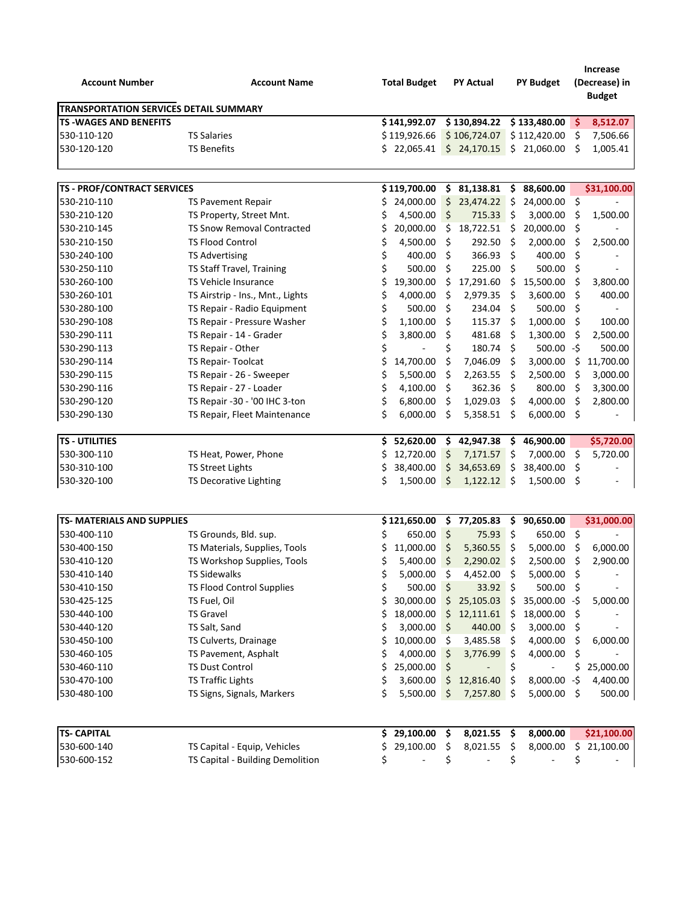| Account Number | Account Name | Total Budget | PY Actual | PY Budget | Increase (Decrease) in Budget |
|---|---|---|---|---|---|
| **TRANSPORTATION SERVICES DETAIL SUMMARY** | | | | | |
| **TS -WAGES AND BENEFITS** | | **$ 141,992.07** | **$ 130,894.22** | **$ 133,480.00** | **$ 8,512.07** |
| 530-110-120 | TS Salaries | $ 119,926.66 | $ 106,724.07 | $ 112,420.00 | $ 7,506.66 |
| 530-120-120 | TS Benefits | $ 22,065.41 | $ 24,170.15 | $ 21,060.00 | $ 1,005.41 |
| | | | | | |
| **TS - PROF/CONTRACT SERVICES** | | **$ 119,700.00** | **$ 81,138.81** | **$ 88,600.00** | **$31,100.00** |
| 530-210-110 | TS Pavement Repair | $ 24,000.00 | $ 23,474.22 | $ 24,000.00 | $ - |
| 530-210-120 | TS Property, Street Mnt. | $ 4,500.00 | $ 715.33 | $ 3,000.00 | $ 1,500.00 |
| 530-210-145 | TS Snow Removal Contracted | $ 20,000.00 | $ 18,722.51 | $ 20,000.00 | $ - |
| 530-210-150 | TS Flood Control | $ 4,500.00 | $ 292.50 | $ 2,000.00 | $ 2,500.00 |
| 530-240-100 | TS Advertising | $ 400.00 | $ 366.93 | $ 400.00 | $ - |
| 530-250-110 | TS Staff Travel, Training | $ 500.00 | $ 225.00 | $ 500.00 | $ - |
| 530-260-100 | TS Vehicle Insurance | $ 19,300.00 | $ 17,291.60 | $ 15,500.00 | $ 3,800.00 |
| 530-260-101 | TS Airstrip - Ins., Mnt., Lights | $ 4,000.00 | $ 2,979.35 | $ 3,600.00 | $ 400.00 |
| 530-280-100 | TS Repair - Radio Equipment | $ 500.00 | $ 234.04 | $ 500.00 | $ - |
| 530-290-108 | TS Repair - Pressure Washer | $ 1,100.00 | $ 115.37 | $ 1,000.00 | $ 100.00 |
| 530-290-111 | TS Repair - 14 - Grader | $ 3,800.00 | $ 481.68 | $ 1,300.00 | $ 2,500.00 |
| 530-290-113 | TS Repair - Other | $ - | $ 180.74 | $ 500.00 | -$ 500.00 |
| 530-290-114 | TS Repair- Toolcat | $ 14,700.00 | $ 7,046.09 | $ 3,000.00 | $ 11,700.00 |
| 530-290-115 | TS Repair - 26 - Sweeper | $ 5,500.00 | $ 2,263.55 | $ 2,500.00 | $ 3,000.00 |
| 530-290-116 | TS Repair - 27 - Loader | $ 4,100.00 | $ 362.36 | $ 800.00 | $ 3,300.00 |
| 530-290-120 | TS Repair -30 - '00 IHC 3-ton | $ 6,800.00 | $ 1,029.03 | $ 4,000.00 | $ 2,800.00 |
| 530-290-130 | TS Repair, Fleet Maintenance | $ 6,000.00 | $ 5,358.51 | $ 6,000.00 | $ - |
| | | | | | |
| **TS - UTILITIES** | | **$ 52,620.00** | **$ 42,947.38** | **$ 46,900.00** | **$5,720.00** |
| 530-300-110 | TS Heat, Power, Phone | $ 12,720.00 | $ 7,171.57 | $ 7,000.00 | $ 5,720.00 |
| 530-310-100 | TS Street Lights | $ 38,400.00 | $ 34,653.69 | $ 38,400.00 | $ - |
| 530-320-100 | TS Decorative Lighting | $ 1,500.00 | $ 1,122.12 | $ 1,500.00 | $ - |
| | | | | | |
| **TS- MATERIALS AND SUPPLIES** | | **$ 121,650.00** | **$ 77,205.83** | **$ 90,650.00** | **$31,000.00** |
| 530-400-110 | TS Grounds, Bld. sup. | $ 650.00 | $ 75.93 | $ 650.00 | $ - |
| 530-400-150 | TS Materials, Supplies, Tools | $ 11,000.00 | $ 5,360.55 | $ 5,000.00 | $ 6,000.00 |
| 530-410-120 | TS Workshop Supplies, Tools | $ 5,400.00 | $ 2,290.02 | $ 2,500.00 | $ 2,900.00 |
| 530-410-140 | TS Sidewalks | $ 5,000.00 | $ 4,452.00 | $ 5,000.00 | $ - |
| 530-410-150 | TS Flood Control Supplies | $ 500.00 | $ 33.92 | $ 500.00 | $ - |
| 530-425-125 | TS Fuel, Oil | $ 30,000.00 | $ 25,105.03 | $ 35,000.00 | -$ 5,000.00 |
| 530-440-100 | TS Gravel | $ 18,000.00 | $ 12,111.61 | $ 18,000.00 | $ - |
| 530-440-120 | TS Salt, Sand | $ 3,000.00 | $ 440.00 | $ 3,000.00 | $ - |
| 530-450-100 | TS Culverts, Drainage | $ 10,000.00 | $ 3,485.58 | $ 4,000.00 | $ 6,000.00 |
| 530-460-105 | TS Pavement, Asphalt | $ 4,000.00 | $ 3,776.99 | $ 4,000.00 | $ - |
| 530-460-110 | TS Dust Control | $ 25,000.00 | $ - | $ - | $ 25,000.00 |
| 530-470-100 | TS Traffic Lights | $ 3,600.00 | $ 12,816.40 | $ 8,000.00 | -$ 4,400.00 |
| 530-480-100 | TS Signs, Signals, Markers | $ 5,500.00 | $ 7,257.80 | $ 5,000.00 | $ 500.00 |
| | | | | | |
| **TS- CAPITAL** | | **$ 29,100.00** | **$ 8,021.55** | **$ 8,000.00** | **$21,100.00** |
| 530-600-140 | TS Capital - Equip, Vehicles | $ 29,100.00 | $ 8,021.55 | $ 8,000.00 | $ 21,100.00 |
| 530-600-152 | TS Capital - Building Demolition | $ - | $ - | $ - | $ - |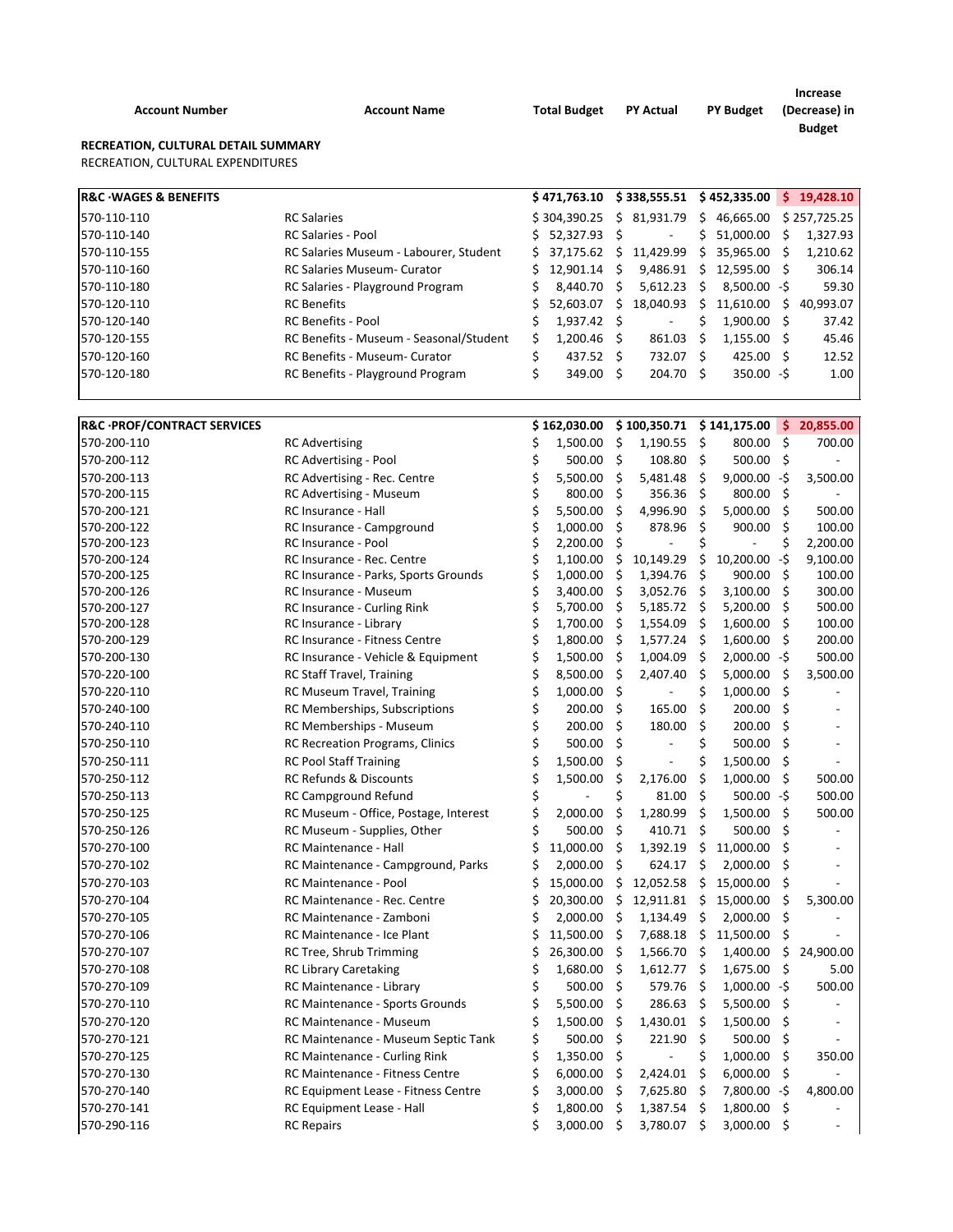| Account Number | Account Name | Total Budget | PY Actual | PY Budget | Increase (Decrease) in Budget |
|---|---|---|---|---|---|

**RECREATION, CULTURAL DETAIL SUMMARY**

RECREATION, CULTURAL EXPENDITURES

| Account Number | Account Name | Total Budget | PY Actual | PY Budget | Increase (Decrease) in Budget |
|---|---|---|---|---|---|
| **R&C ·WAGES & BENEFITS** | | **$ 471,763.10** | **$ 338,555.51** | **$ 452,335.00** | **$ 19,428.10** |
| 570-110-110 | RC Salaries | $ 304,390.25 | $ 81,931.79 | $ 46,665.00 | $ 257,725.25 |
| 570-110-140 | RC Salaries - Pool | $ 52,327.93 | $ - | $ 51,000.00 | $ 1,327.93 |
| 570-110-155 | RC Salaries Museum - Labourer, Student | $ 37,175.62 | $ 11,429.99 | $ 35,965.00 | $ 1,210.62 |
| 570-110-160 | RC Salaries Museum- Curator | $ 12,901.14 | $ 9,486.91 | $ 12,595.00 | $ 306.14 |
| 570-110-180 | RC Salaries - Playground Program | $ 8,440.70 | $ 5,612.23 | $ 8,500.00 | -$ 59.30 |
| 570-120-110 | RC Benefits | $ 52,603.07 | $ 18,040.93 | $ 11,610.00 | $ 40,993.07 |
| 570-120-140 | RC Benefits - Pool | $ 1,937.42 | $ - | $ 1,900.00 | $ 37.42 |
| 570-120-155 | RC Benefits - Museum - Seasonal/Student | $ 1,200.46 | $ 861.03 | $ 1,155.00 | $ 45.46 |
| 570-120-160 | RC Benefits - Museum- Curator | $ 437.52 | $ 732.07 | $ 425.00 | $ 12.52 |
| 570-120-180 | RC Benefits - Playground Program | $ 349.00 | $ 204.70 | $ 350.00 | -$ 1.00 |

| Account Number | Account Name | Total Budget | PY Actual | PY Budget | Increase (Decrease) in Budget |
|---|---|---|---|---|---|
| **R&C ·PROF/CONTRACT SERVICES** | | **$ 162,030.00** | **$ 100,350.71** | **$ 141,175.00** | **$ 20,855.00** |
| 570-200-110 | RC Advertising | $ 1,500.00 | $ 1,190.55 | $ 800.00 | $ 700.00 |
| 570-200-112 | RC Advertising - Pool | $ 500.00 | $ 108.80 | $ 500.00 | $ - |
| 570-200-113 | RC Advertising - Rec. Centre | $ 5,500.00 | $ 5,481.48 | $ 9,000.00 | -$ 3,500.00 |
| 570-200-115 | RC Advertising - Museum | $ 800.00 | $ 356.36 | $ 800.00 | $ - |
| 570-200-121 | RC Insurance - Hall | $ 5,500.00 | $ 4,996.90 | $ 5,000.00 | $ 500.00 |
| 570-200-122 | RC Insurance - Campground | $ 1,000.00 | $ 878.96 | $ 900.00 | $ 100.00 |
| 570-200-123 | RC Insurance - Pool | $ 2,200.00 | $ - | $ - | $ 2,200.00 |
| 570-200-124 | RC Insurance - Rec. Centre | $ 1,100.00 | $ 10,149.29 | $ 10,200.00 | -$ 9,100.00 |
| 570-200-125 | RC Insurance - Parks, Sports Grounds | $ 1,000.00 | $ 1,394.76 | $ 900.00 | $ 100.00 |
| 570-200-126 | RC Insurance - Museum | $ 3,400.00 | $ 3,052.76 | $ 3,100.00 | $ 300.00 |
| 570-200-127 | RC Insurance - Curling Rink | $ 5,700.00 | $ 5,185.72 | $ 5,200.00 | $ 500.00 |
| 570-200-128 | RC Insurance - Library | $ 1,700.00 | $ 1,554.09 | $ 1,600.00 | $ 100.00 |
| 570-200-129 | RC Insurance - Fitness Centre | $ 1,800.00 | $ 1,577.24 | $ 1,600.00 | $ 200.00 |
| 570-200-130 | RC Insurance - Vehicle & Equipment | $ 1,500.00 | $ 1,004.09 | $ 2,000.00 | -$ 500.00 |
| 570-220-100 | RC Staff Travel, Training | $ 8,500.00 | $ 2,407.40 | $ 5,000.00 | $ 3,500.00 |
| 570-220-110 | RC Museum Travel, Training | $ 1,000.00 | $ - | $ 1,000.00 | $ - |
| 570-240-100 | RC Memberships, Subscriptions | $ 200.00 | $ 165.00 | $ 200.00 | $ - |
| 570-240-110 | RC Memberships - Museum | $ 200.00 | $ 180.00 | $ 200.00 | $ - |
| 570-250-110 | RC Recreation Programs, Clinics | $ 500.00 | $ - | $ 500.00 | $ - |
| 570-250-111 | RC Pool Staff Training | $ 1,500.00 | $ - | $ 1,500.00 | $ - |
| 570-250-112 | RC Refunds & Discounts | $ 1,500.00 | $ 2,176.00 | $ 1,000.00 | $ 500.00 |
| 570-250-113 | RC Campground Refund | $ - | $ 81.00 | $ 500.00 | -$ 500.00 |
| 570-250-125 | RC Museum - Office, Postage, Interest | $ 2,000.00 | $ 1,280.99 | $ 1,500.00 | $ 500.00 |
| 570-250-126 | RC Museum - Supplies, Other | $ 500.00 | $ 410.71 | $ 500.00 | $ - |
| 570-270-100 | RC Maintenance - Hall | $ 11,000.00 | $ 1,392.19 | $ 11,000.00 | $ - |
| 570-270-102 | RC Maintenance - Campground, Parks | $ 2,000.00 | $ 624.17 | $ 2,000.00 | $ - |
| 570-270-103 | RC Maintenance - Pool | $ 15,000.00 | $ 12,052.58 | $ 15,000.00 | $ - |
| 570-270-104 | RC Maintenance - Rec. Centre | $ 20,300.00 | $ 12,911.81 | $ 15,000.00 | $ 5,300.00 |
| 570-270-105 | RC Maintenance - Zamboni | $ 2,000.00 | $ 1,134.49 | $ 2,000.00 | $ - |
| 570-270-106 | RC Maintenance - Ice Plant | $ 11,500.00 | $ 7,688.18 | $ 11,500.00 | $ - |
| 570-270-107 | RC Tree, Shrub Trimming | $ 26,300.00 | $ 1,566.70 | $ 1,400.00 | $ 24,900.00 |
| 570-270-108 | RC Library Caretaking | $ 1,680.00 | $ 1,612.77 | $ 1,675.00 | $ 5.00 |
| 570-270-109 | RC Maintenance - Library | $ 500.00 | $ 579.76 | $ 1,000.00 | -$ 500.00 |
| 570-270-110 | RC Maintenance - Sports Grounds | $ 5,500.00 | $ 286.63 | $ 5,500.00 | $ - |
| 570-270-120 | RC Maintenance - Museum | $ 1,500.00 | $ 1,430.01 | $ 1,500.00 | $ - |
| 570-270-121 | RC Maintenance - Museum Septic Tank | $ 500.00 | $ 221.90 | $ 500.00 | $ - |
| 570-270-125 | RC Maintenance - Curling Rink | $ 1,350.00 | $ - | $ 1,000.00 | $ 350.00 |
| 570-270-130 | RC Maintenance - Fitness Centre | $ 6,000.00 | $ 2,424.01 | $ 6,000.00 | $ - |
| 570-270-140 | RC Equipment Lease - Fitness Centre | $ 3,000.00 | $ 7,625.80 | $ 7,800.00 | -$ 4,800.00 |
| 570-270-141 | RC Equipment Lease - Hall | $ 1,800.00 | $ 1,387.54 | $ 1,800.00 | $ - |
| 570-290-116 | RC Repairs | $ 3,000.00 | $ 3,780.07 | $ 3,000.00 | $ - |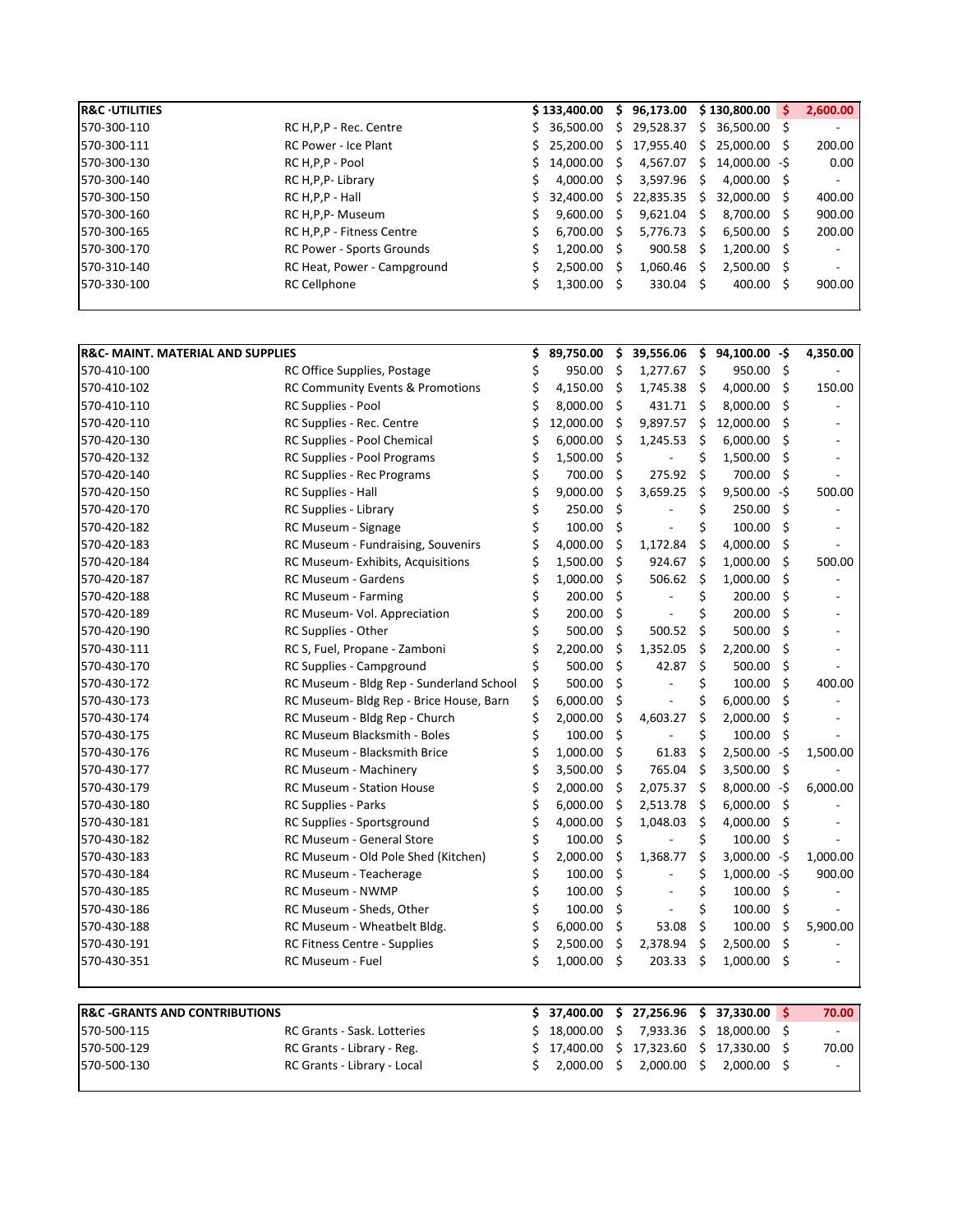| R&C -UTILITIES | | $ 133,400.00 | $ 96,173.00 | $ 130,800.00 | $ 2,600.00 |
|---|---|---|---|---|---|
| 570-300-110 | RC H,P,P - Rec. Centre | $ 36,500.00 | $ 29,528.37 | $ 36,500.00 | $ - |
| 570-300-111 | RC Power - Ice Plant | $ 25,200.00 | $ 17,955.40 | $ 25,000.00 | $ 200.00 |
| 570-300-130 | RC H,P,P - Pool | $ 14,000.00 | $ 4,567.07 | $ 14,000.00 | -$ 0.00 |
| 570-300-140 | RC H,P,P- Library | $ 4,000.00 | $ 3,597.96 | $ 4,000.00 | $ - |
| 570-300-150 | RC H,P,P - Hall | $ 32,400.00 | $ 22,835.35 | $ 32,000.00 | $ 400.00 |
| 570-300-160 | RC H,P,P- Museum | $ 9,600.00 | $ 9,621.04 | $ 8,700.00 | $ 900.00 |
| 570-300-165 | RC H,P,P - Fitness Centre | $ 6,700.00 | $ 5,776.73 | $ 6,500.00 | $ 200.00 |
| 570-300-170 | RC Power - Sports Grounds | $ 1,200.00 | $ 900.58 | $ 1,200.00 | $ - |
| 570-310-140 | RC Heat, Power - Campground | $ 2,500.00 | $ 1,060.46 | $ 2,500.00 | $ - |
| 570-330-100 | RC Cellphone | $ 1,300.00 | $ 330.04 | $ 400.00 | $ 900.00 |

| R&C- MAINT. MATERIAL AND SUPPLIES | | $ 89,750.00 | $ 39,556.06 | $ 94,100.00 | -$ 4,350.00 |
|---|---|---|---|---|---|
| 570-410-100 | RC Office Supplies, Postage | $ 950.00 | $ 1,277.67 | $ 950.00 | $ - |
| 570-410-102 | RC Community Events & Promotions | $ 4,150.00 | $ 1,745.38 | $ 4,000.00 | $ 150.00 |
| 570-410-110 | RC Supplies - Pool | $ 8,000.00 | $ 431.71 | $ 8,000.00 | $ - |
| 570-420-110 | RC Supplies - Rec. Centre | $ 12,000.00 | $ 9,897.57 | $ 12,000.00 | $ - |
| 570-420-130 | RC Supplies - Pool Chemical | $ 6,000.00 | $ 1,245.53 | $ 6,000.00 | $ - |
| 570-420-132 | RC Supplies - Pool Programs | $ 1,500.00 | $ - | $ 1,500.00 | $ - |
| 570-420-140 | RC Supplies - Rec Programs | $ 700.00 | $ 275.92 | $ 700.00 | $ - |
| 570-420-150 | RC Supplies - Hall | $ 9,000.00 | $ 3,659.25 | $ 9,500.00 | -$ 500.00 |
| 570-420-170 | RC Supplies - Library | $ 250.00 | $ - | $ 250.00 | $ - |
| 570-420-182 | RC Museum - Signage | $ 100.00 | $ - | $ 100.00 | $ - |
| 570-420-183 | RC Museum - Fundraising, Souvenirs | $ 4,000.00 | $ 1,172.84 | $ 4,000.00 | $ - |
| 570-420-184 | RC Museum- Exhibits, Acquisitions | $ 1,500.00 | $ 924.67 | $ 1,000.00 | $ 500.00 |
| 570-420-187 | RC Museum - Gardens | $ 1,000.00 | $ 506.62 | $ 1,000.00 | $ - |
| 570-420-188 | RC Museum - Farming | $ 200.00 | $ - | $ 200.00 | $ - |
| 570-420-189 | RC Museum- Vol. Appreciation | $ 200.00 | $ - | $ 200.00 | $ - |
| 570-420-190 | RC Supplies - Other | $ 500.00 | $ 500.52 | $ 500.00 | $ - |
| 570-430-111 | RC S, Fuel, Propane - Zamboni | $ 2,200.00 | $ 1,352.05 | $ 2,200.00 | $ - |
| 570-430-170 | RC Supplies - Campground | $ 500.00 | $ 42.87 | $ 500.00 | $ - |
| 570-430-172 | RC Museum - Bldg Rep - Sunderland School | $ 500.00 | $ - | $ 100.00 | $ 400.00 |
| 570-430-173 | RC Museum- Bldg Rep - Brice House, Barn | $ 6,000.00 | $ - | $ 6,000.00 | $ - |
| 570-430-174 | RC Museum - Bldg Rep - Church | $ 2,000.00 | $ 4,603.27 | $ 2,000.00 | $ - |
| 570-430-175 | RC Museum Blacksmith - Boles | $ 100.00 | $ - | $ 100.00 | $ - |
| 570-430-176 | RC Museum - Blacksmith Brice | $ 1,000.00 | $ 61.83 | $ 2,500.00 | -$ 1,500.00 |
| 570-430-177 | RC Museum - Machinery | $ 3,500.00 | $ 765.04 | $ 3,500.00 | $ - |
| 570-430-179 | RC Museum - Station House | $ 2,000.00 | $ 2,075.37 | $ 8,000.00 | -$ 6,000.00 |
| 570-430-180 | RC Supplies - Parks | $ 6,000.00 | $ 2,513.78 | $ 6,000.00 | $ - |
| 570-430-181 | RC Supplies - Sportsground | $ 4,000.00 | $ 1,048.03 | $ 4,000.00 | $ - |
| 570-430-182 | RC Museum - General Store | $ 100.00 | $ - | $ 100.00 | $ - |
| 570-430-183 | RC Museum - Old Pole Shed (Kitchen) | $ 2,000.00 | $ 1,368.77 | $ 3,000.00 | -$ 1,000.00 |
| 570-430-184 | RC Museum - Teacherage | $ 100.00 | $ - | $ 1,000.00 | -$ 900.00 |
| 570-430-185 | RC Museum - NWMP | $ 100.00 | $ - | $ 100.00 | $ - |
| 570-430-186 | RC Museum - Sheds, Other | $ 100.00 | $ - | $ 100.00 | $ - |
| 570-430-188 | RC Museum - Wheatbelt Bldg. | $ 6,000.00 | $ 53.08 | $ 100.00 | $ 5,900.00 |
| 570-430-191 | RC Fitness Centre - Supplies | $ 2,500.00 | $ 2,378.94 | $ 2,500.00 | $ - |
| 570-430-351 | RC Museum - Fuel | $ 1,000.00 | $ 203.33 | $ 1,000.00 | $ - |

| R&C -GRANTS AND CONTRIBUTIONS | | $ 37,400.00 | $ 27,256.96 | $ 37,330.00 | $ 70.00 |
|---|---|---|---|---|---|
| 570-500-115 | RC Grants - Sask. Lotteries | $ 18,000.00 | $ 7,933.36 | $ 18,000.00 | $ - |
| 570-500-129 | RC Grants - Library - Reg. | $ 17,400.00 | $ 17,323.60 | $ 17,330.00 | $ 70.00 |
| 570-500-130 | RC Grants - Library - Local | $ 2,000.00 | $ 2,000.00 | $ 2,000.00 | $ - |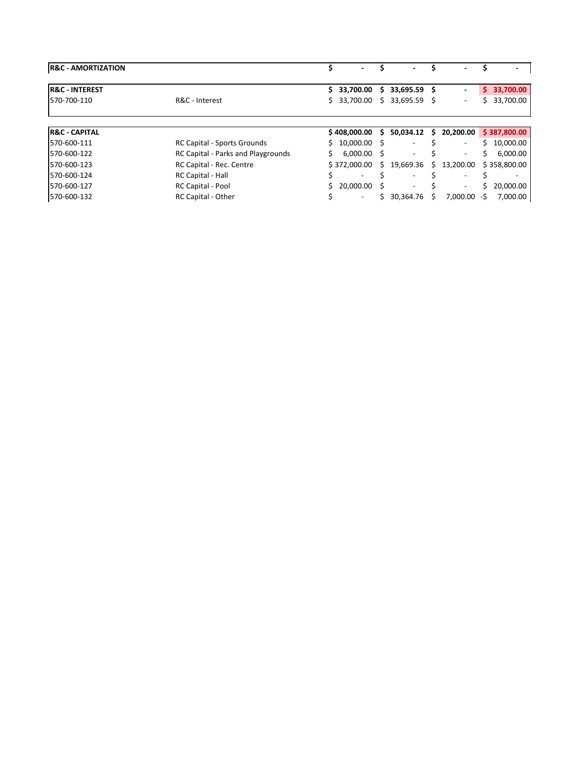| | | | | | |
|---|---|---|---|---|---|
| **R&C - AMORTIZATION** | | **$ -** | **$ -** | **$ -** | **$ -** |
| | | | | | |
| **R&C - INTEREST** | | **$ 33,700.00** | **$ 33,695.59** | **$ -** | **$ 33,700.00** |
| 570-700-110 | R&C - Interest | $ 33,700.00 | $ 33,695.59 | $ - | $ 33,700.00 |
| | | | | | |
| **R&C - CAPITAL** | | **$ 408,000.00** | **$ 50,034.12** | **$ 20,200.00** | **$ 387,800.00** |
| 570-600-111 | RC Capital - Sports Grounds | $ 10,000.00 | $ - | $ - | $ 10,000.00 |
| 570-600-122 | RC Capital - Parks and Playgrounds | $ 6,000.00 | $ - | $ - | $ 6,000.00 |
| 570-600-123 | RC Capital - Rec. Centre | $ 372,000.00 | $ 19,669.36 | $ 13,200.00 | $ 358,800.00 |
| 570-600-124 | RC Capital - Hall | $ - | $ - | $ - | $ - |
| 570-600-127 | RC Capital - Pool | $ 20,000.00 | $ - | $ - | $ 20,000.00 |
| 570-600-132 | RC Capital - Other | $ - | $ 30,364.76 | $ 7,000.00 | -$ 7,000.00 |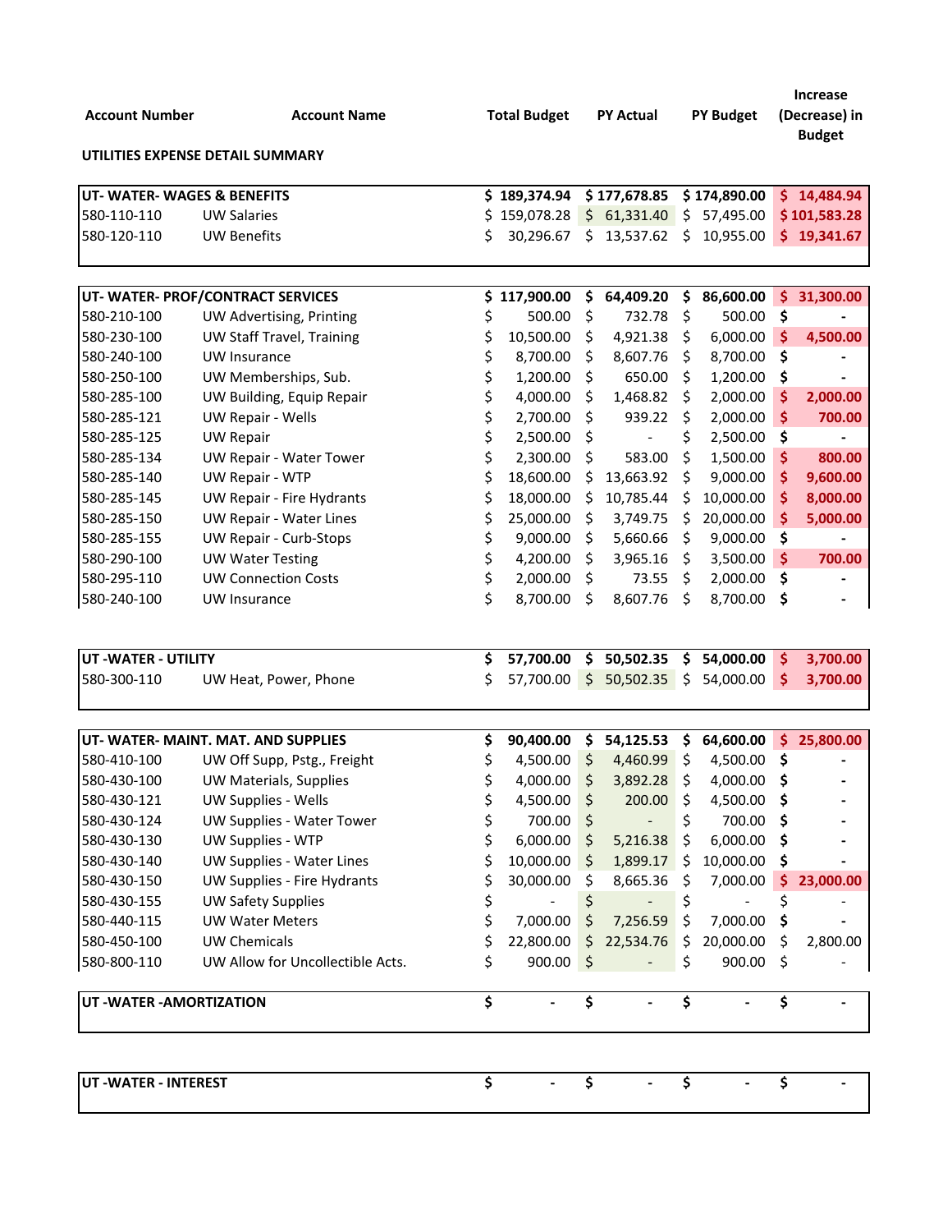| Account Number | Account Name | Total Budget | PY Actual | PY Budget | Increase (Decrease) in Budget |
|---|---|---|---|---|---|
| **UTILITIES EXPENSE DETAIL SUMMARY** | | | | | |
| **UT- WATER- WAGES & BENEFITS** | | **$ 189,374.94** | **$ 177,678.85** | **$ 174,890.00** | **$ 14,484.94** |
| 580-110-110 | UW Salaries | $ 159,078.28 | $ 61,331.40 | $ 57,495.00 | **$ 101,583.28** |
| 580-120-110 | UW Benefits | $ 30,296.67 | $ 13,537.62 | $ 10,955.00 | **$ 19,341.67** |
| **UT- WATER- PROF/CONTRACT SERVICES** | | **$ 117,900.00** | **$ 64,409.20** | **$ 86,600.00** | **$ 31,300.00** |
| 580-210-100 | UW Advertising, Printing | $ 500.00 | $ 732.78 | $ 500.00 | $ - |
| 580-230-100 | UW Staff Travel, Training | $ 10,500.00 | $ 4,921.38 | $ 6,000.00 | **$ 4,500.00** |
| 580-240-100 | UW Insurance | $ 8,700.00 | $ 8,607.76 | $ 8,700.00 | $ - |
| 580-250-100 | UW Memberships, Sub. | $ 1,200.00 | $ 650.00 | $ 1,200.00 | $ - |
| 580-285-100 | UW Building, Equip Repair | $ 4,000.00 | $ 1,468.82 | $ 2,000.00 | **$ 2,000.00** |
| 580-285-121 | UW Repair - Wells | $ 2,700.00 | $ 939.22 | $ 2,000.00 | **$ 700.00** |
| 580-285-125 | UW Repair | $ 2,500.00 | $ - | $ 2,500.00 | $ - |
| 580-285-134 | UW Repair - Water Tower | $ 2,300.00 | $ 583.00 | $ 1,500.00 | **$ 800.00** |
| 580-285-140 | UW Repair - WTP | $ 18,600.00 | $ 13,663.92 | $ 9,000.00 | **$ 9,600.00** |
| 580-285-145 | UW Repair - Fire Hydrants | $ 18,000.00 | $ 10,785.44 | $ 10,000.00 | **$ 8,000.00** |
| 580-285-150 | UW Repair - Water Lines | $ 25,000.00 | $ 3,749.75 | $ 20,000.00 | **$ 5,000.00** |
| 580-285-155 | UW Repair - Curb-Stops | $ 9,000.00 | $ 5,660.66 | $ 9,000.00 | $ - |
| 580-290-100 | UW Water Testing | $ 4,200.00 | $ 3,965.16 | $ 3,500.00 | **$ 700.00** |
| 580-295-110 | UW Connection Costs | $ 2,000.00 | $ 73.55 | $ 2,000.00 | $ - |
| 580-240-100 | UW Insurance | $ 8,700.00 | $ 8,607.76 | $ 8,700.00 | $ - |
| **UT -WATER - UTILITY** | | **$ 57,700.00** | **$ 50,502.35** | **$ 54,000.00** | **$ 3,700.00** |
| 580-300-110 | UW Heat, Power, Phone | $ 57,700.00 | $ 50,502.35 | $ 54,000.00 | **$ 3,700.00** |
| **UT- WATER- MAINT. MAT. AND SUPPLIES** | | **$ 90,400.00** | **$ 54,125.53** | **$ 64,600.00** | **$ 25,800.00** |
| 580-410-100 | UW Off Supp, Pstg., Freight | $ 4,500.00 | $ 4,460.99 | $ 4,500.00 | $ - |
| 580-430-100 | UW Materials, Supplies | $ 4,000.00 | $ 3,892.28 | $ 4,000.00 | $ - |
| 580-430-121 | UW Supplies - Wells | $ 4,500.00 | $ 200.00 | $ 4,500.00 | $ - |
| 580-430-124 | UW Supplies - Water Tower | $ 700.00 | $ - | $ 700.00 | $ - |
| 580-430-130 | UW Supplies - WTP | $ 6,000.00 | $ 5,216.38 | $ 6,000.00 | $ - |
| 580-430-140 | UW Supplies - Water Lines | $ 10,000.00 | $ 1,899.17 | $ 10,000.00 | $ - |
| 580-430-150 | UW Supplies - Fire Hydrants | $ 30,000.00 | $ 8,665.36 | $ 7,000.00 | **$ 23,000.00** |
| 580-430-155 | UW Safety Supplies | $ - | $ - | $ - | $ - |
| 580-440-115 | UW Water Meters | $ 7,000.00 | $ 7,256.59 | $ 7,000.00 | $ - |
| 580-450-100 | UW Chemicals | $ 22,800.00 | $ 22,534.76 | $ 20,000.00 | $ 2,800.00 |
| 580-800-110 | UW Allow for Uncollectible Acts. | $ 900.00 | $ - | $ 900.00 | $ - |
| **UT -WATER -AMORTIZATION** | | **$ -** | **$ -** | **$ -** | **$ -** |
| **UT -WATER - INTEREST** | | **$ -** | **$ -** | **$ -** | **$ -** |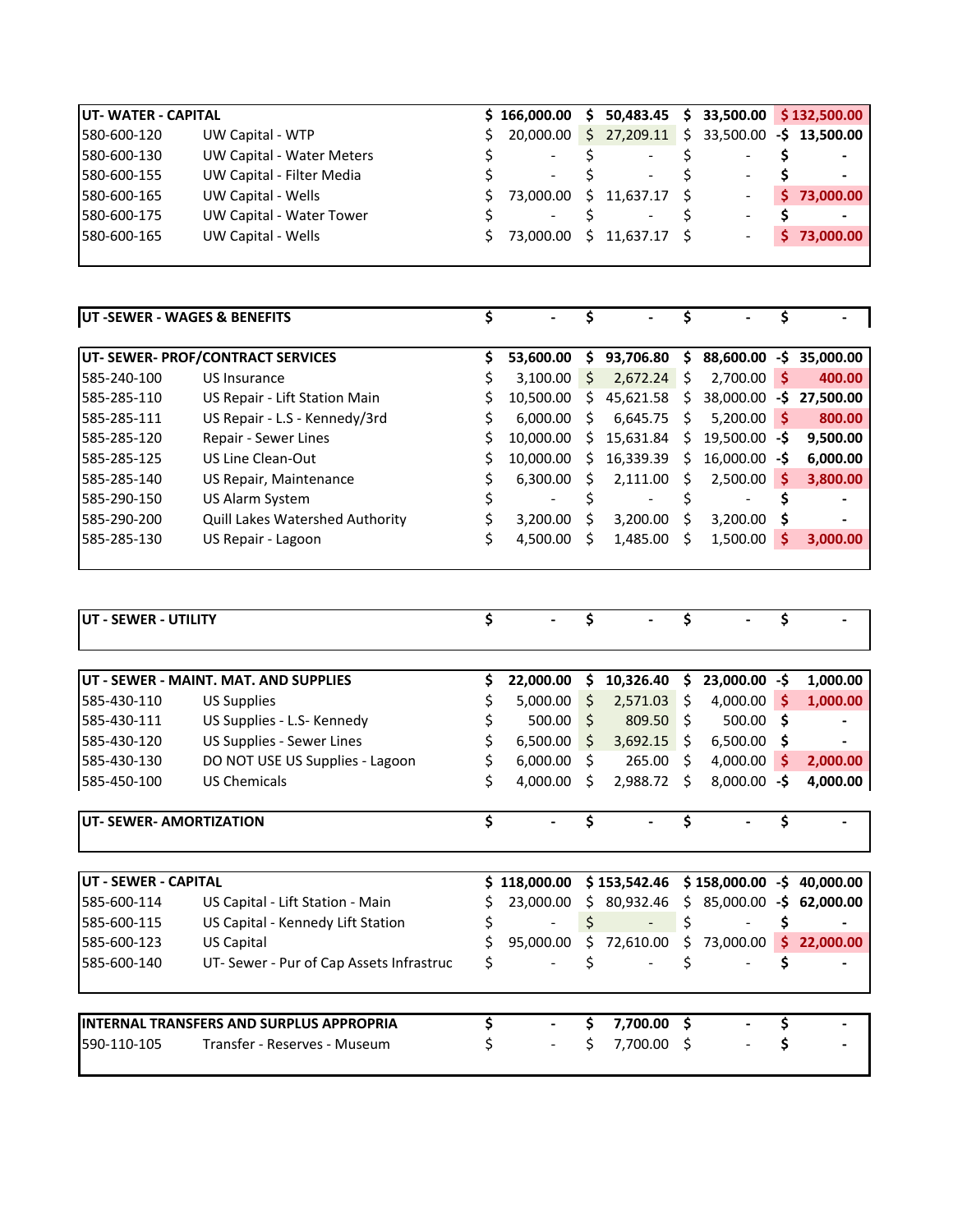| | | | | | |
|---|---|---|---|---|---|
| **UT- WATER - CAPITAL** | | **$ 166,000.00** | **$ 50,483.45** | **$ 33,500.00** | **$ 132,500.00** |
| 580-600-120 | UW Capital - WTP | $ 20,000.00 | $ 27,209.11 | $ 33,500.00 | **-$ 13,500.00** |
| 580-600-130 | UW Capital - Water Meters | $ - | $ - | $ - | **$ -** |
| 580-600-155 | UW Capital - Filter Media | $ - | $ - | $ - | **$ -** |
| 580-600-165 | UW Capital - Wells | $ 73,000.00 | $ 11,637.17 | $ - | **$ 73,000.00** |
| 580-600-175 | UW Capital - Water Tower | $ - | $ - | $ - | **$ -** |
| 580-600-165 | UW Capital - Wells | $ 73,000.00 | $ 11,637.17 | $ - | **$ 73,000.00** |
| | | | | | |
| **UT -SEWER - WAGES & BENEFITS** | | **$ -** | **$ -** | **$ -** | **$ -** |
| | | | | | |
| **UT- SEWER- PROF/CONTRACT SERVICES** | | **$ 53,600.00** | **$ 93,706.80** | **$ 88,600.00** | **-$ 35,000.00** |
| 585-240-100 | US Insurance | $ 3,100.00 | $ 2,672.24 | $ 2,700.00 | **$ 400.00** |
| 585-285-110 | US Repair - Lift Station Main | $ 10,500.00 | $ 45,621.58 | $ 38,000.00 | **-$ 27,500.00** |
| 585-285-111 | US Repair - L.S - Kennedy/3rd | $ 6,000.00 | $ 6,645.75 | $ 5,200.00 | **$ 800.00** |
| 585-285-120 | Repair - Sewer Lines | $ 10,000.00 | $ 15,631.84 | $ 19,500.00 | **-$ 9,500.00** |
| 585-285-125 | US Line Clean-Out | $ 10,000.00 | $ 16,339.39 | $ 16,000.00 | **-$ 6,000.00** |
| 585-285-140 | US Repair, Maintenance | $ 6,300.00 | $ 2,111.00 | $ 2,500.00 | **$ 3,800.00** |
| 585-290-150 | US Alarm System | $ - | $ - | $ - | **$ -** |
| 585-290-200 | Quill Lakes Watershed Authority | $ 3,200.00 | $ 3,200.00 | $ 3,200.00 | **$ -** |
| 585-285-130 | US Repair - Lagoon | $ 4,500.00 | $ 1,485.00 | $ 1,500.00 | **$ 3,000.00** |
| | | | | | |
| **UT - SEWER - UTILITY** | | **$ -** | **$ -** | **$ -** | **$ -** |
| | | | | | |
| **UT - SEWER - MAINT. MAT. AND SUPPLIES** | | **$ 22,000.00** | **$ 10,326.40** | **$ 23,000.00** | **-$ 1,000.00** |
| 585-430-110 | US Supplies | $ 5,000.00 | $ 2,571.03 | $ 4,000.00 | **$ 1,000.00** |
| 585-430-111 | US Supplies - L.S- Kennedy | $ 500.00 | $ 809.50 | $ 500.00 | **$ -** |
| 585-430-120 | US Supplies - Sewer Lines | $ 6,500.00 | $ 3,692.15 | $ 6,500.00 | **$ -** |
| 585-430-130 | DO NOT USE US Supplies - Lagoon | $ 6,000.00 | $ 265.00 | $ 4,000.00 | **$ 2,000.00** |
| 585-450-100 | US Chemicals | $ 4,000.00 | $ 2,988.72 | $ 8,000.00 | **-$ 4,000.00** |
| | | | | | |
| **UT- SEWER- AMORTIZATION** | | **$ -** | **$ -** | **$ -** | **$ -** |
| | | | | | |
| **UT - SEWER - CAPITAL** | | **$ 118,000.00** | **$ 153,542.46** | **$ 158,000.00** | **-$ 40,000.00** |
| 585-600-114 | US Capital - Lift Station - Main | $ 23,000.00 | $ 80,932.46 | $ 85,000.00 | **-$ 62,000.00** |
| 585-600-115 | US Capital - Kennedy Lift Station | $ - | $ - | $ - | **$ -** |
| 585-600-123 | US Capital | $ 95,000.00 | $ 72,610.00 | $ 73,000.00 | **$ 22,000.00** |
| 585-600-140 | UT- Sewer - Pur of Cap Assets Infrastruc | $ - | $ - | $ - | **$ -** |
| | | | | | |
| **INTERNAL TRANSFERS AND SURPLUS APPROPRIA** | | **$ -** | **$ 7,700.00** | **$ -** | **$ -** |
| 590-110-105 | Transfer - Reserves - Museum | $ - | $ 7,700.00 | $ - | **$ -** |